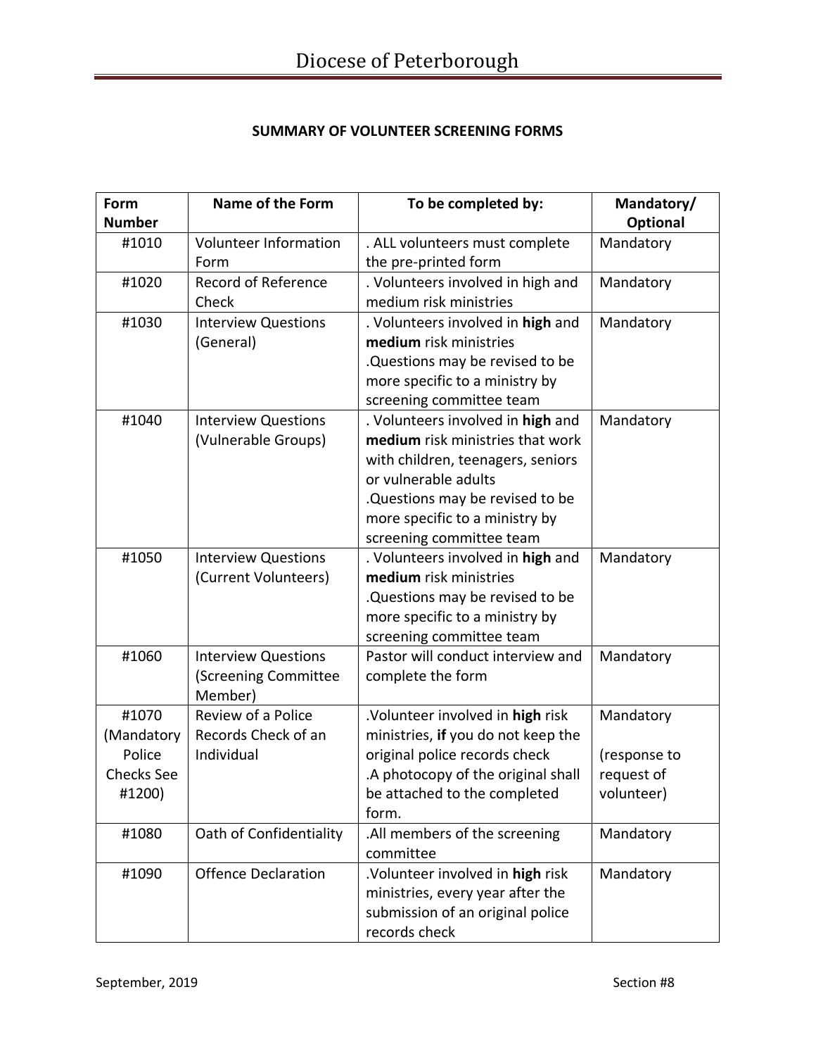## SUMMARY OF VOLUNTEER SCREENING FORMS

| Form Number | Name of the Form | To be completed by: | Mandatory/ Optional |
| --- | --- | --- | --- |
| #1010 | Volunteer Information Form | . ALL volunteers must complete the pre-printed form | Mandatory |
| #1020 | Record of Reference Check | . Volunteers involved in high and medium risk ministries | Mandatory |
| #1030 | Interview Questions (General) | . Volunteers involved in **high** and **medium** risk ministries<br>.Questions may be revised to be more specific to a ministry by screening committee team | Mandatory |
| #1040 | Interview Questions (Vulnerable Groups) | . Volunteers involved in **high** and **medium** risk ministries that work with children, teenagers, seniors or vulnerable adults<br>.Questions may be revised to be more specific to a ministry by screening committee team | Mandatory |
| #1050 | Interview Questions (Current Volunteers) | . Volunteers involved in **high** and **medium** risk ministries<br>.Questions may be revised to be more specific to a ministry by screening committee team | Mandatory |
| #1060 | Interview Questions (Screening Committee Member) | Pastor will conduct interview and complete the form | Mandatory |
| #1070 (Mandatory Police Checks See #1200) | Review of a Police Records Check of an Individual | .Volunteer involved in **high** risk ministries, **if** you do not keep the original police records check<br>.A photocopy of the original shall be attached to the completed form. | Mandatory<br><br>(response to request of volunteer) |
| #1080 | Oath of Confidentiality | .All members of the screening committee | Mandatory |
| #1090 | Offence Declaration | .Volunteer involved in **high** risk ministries, every year after the submission of an original police records check | Mandatory |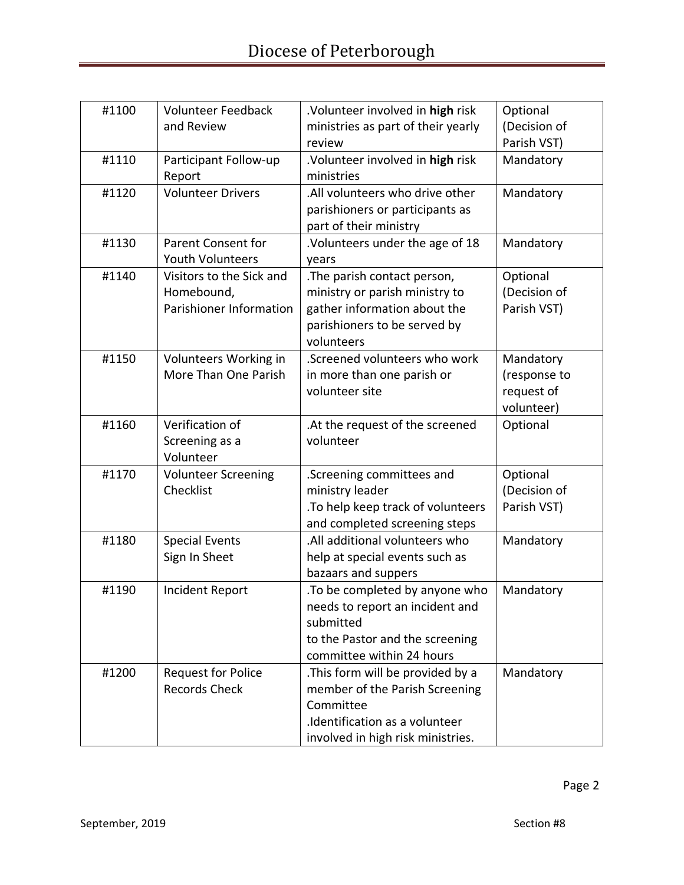| | | | |
|---|---|---|---|
| #1100 | Volunteer Feedback and Review | .Volunteer involved in **high** risk ministries as part of their yearly review | Optional (Decision of Parish VST) |
| #1110 | Participant Follow-up Report | .Volunteer involved in **high** risk ministries | Mandatory |
| #1120 | Volunteer Drivers | .All volunteers who drive other parishioners or participants as part of their ministry | Mandatory |
| #1130 | Parent Consent for Youth Volunteers | .Volunteers under the age of 18 years | Mandatory |
| #1140 | Visitors to the Sick and Homebound, Parishioner Information | .The parish contact person, ministry or parish ministry to gather information about the parishioners to be served by volunteers | Optional (Decision of Parish VST) |
| #1150 | Volunteers Working in More Than One Parish | .Screened volunteers who work in more than one parish or volunteer site | Mandatory (response to request of volunteer) |
| #1160 | Verification of Screening as a Volunteer | .At the request of the screened volunteer | Optional |
| #1170 | Volunteer Screening Checklist | .Screening committees and ministry leader<br>.To help keep track of volunteers and completed screening steps | Optional (Decision of Parish VST) |
| #1180 | Special Events Sign In Sheet | .All additional volunteers who help at special events such as bazaars and suppers | Mandatory |
| #1190 | Incident Report | .To be completed by anyone who needs to report an incident and submitted to the Pastor and the screening committee within 24 hours | Mandatory |
| #1200 | Request for Police Records Check | .This form will be provided by a member of the Parish Screening Committee<br>.Identification as a volunteer involved in high risk ministries. | Mandatory |